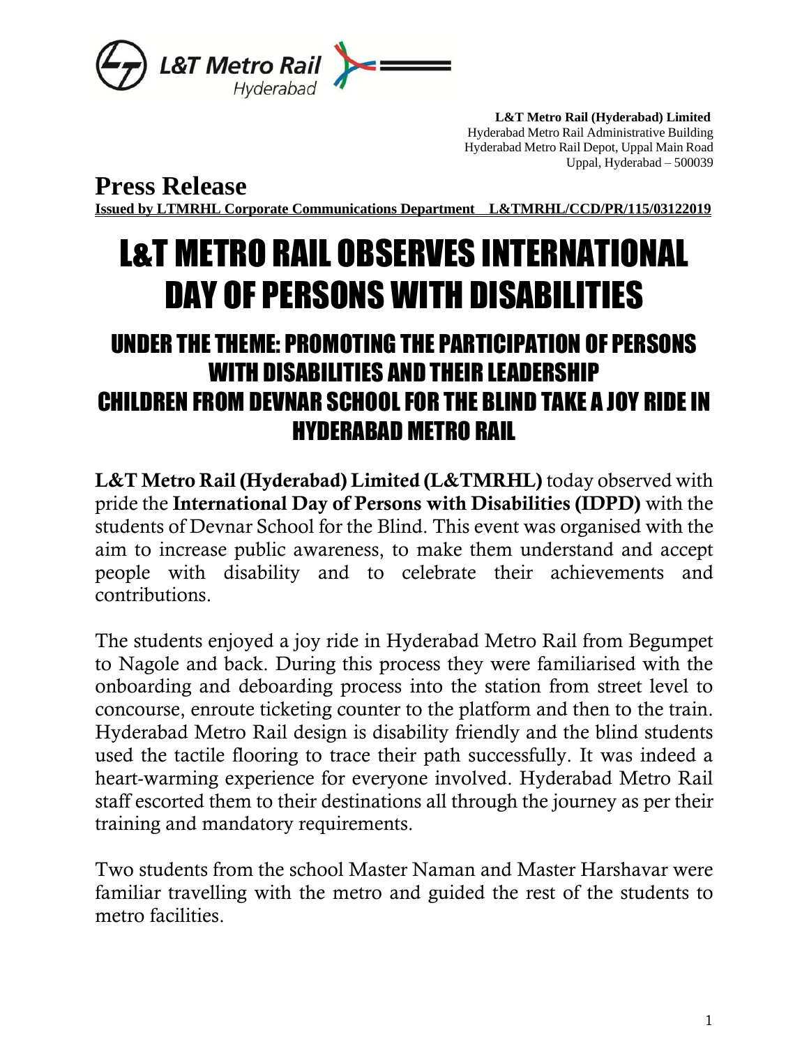**L&T Metro Rail (Hyderabad) Limited**
Hyderabad Metro Rail Administrative Building
Hyderabad Metro Rail Depot, Uppal Main Road
Uppal, Hyderabad – 500039

# Press Release

**Issued by LTMRHL Corporate Communications Department L&TMRHL/CCD/PR/115/03122019**

# L&T METRO RAIL OBSERVES INTERNATIONAL DAY OF PERSONS WITH DISABILITIES

## UNDER THE THEME: PROMOTING THE PARTICIPATION OF PERSONS WITH DISABILITIES AND THEIR LEADERSHIP

## CHILDREN FROM DEVNAR SCHOOL FOR THE BLIND TAKE A JOY RIDE IN HYDERABAD METRO RAIL

**L&T Metro Rail (Hyderabad) Limited (L&TMRHL)** today observed with pride the **International Day of Persons with Disabilities (IDPD)** with the students of Devnar School for the Blind. This event was organised with the aim to increase public awareness, to make them understand and accept people with disability and to celebrate their achievements and contributions.

The students enjoyed a joy ride in Hyderabad Metro Rail from Begumpet to Nagole and back. During this process they were familiarised with the onboarding and deboarding process into the station from street level to concourse, enroute ticketing counter to the platform and then to the train. Hyderabad Metro Rail design is disability friendly and the blind students used the tactile flooring to trace their path successfully. It was indeed a heart-warming experience for everyone involved. Hyderabad Metro Rail staff escorted them to their destinations all through the journey as per their training and mandatory requirements.

Two students from the school Master Naman and Master Harshavar were familiar travelling with the metro and guided the rest of the students to metro facilities.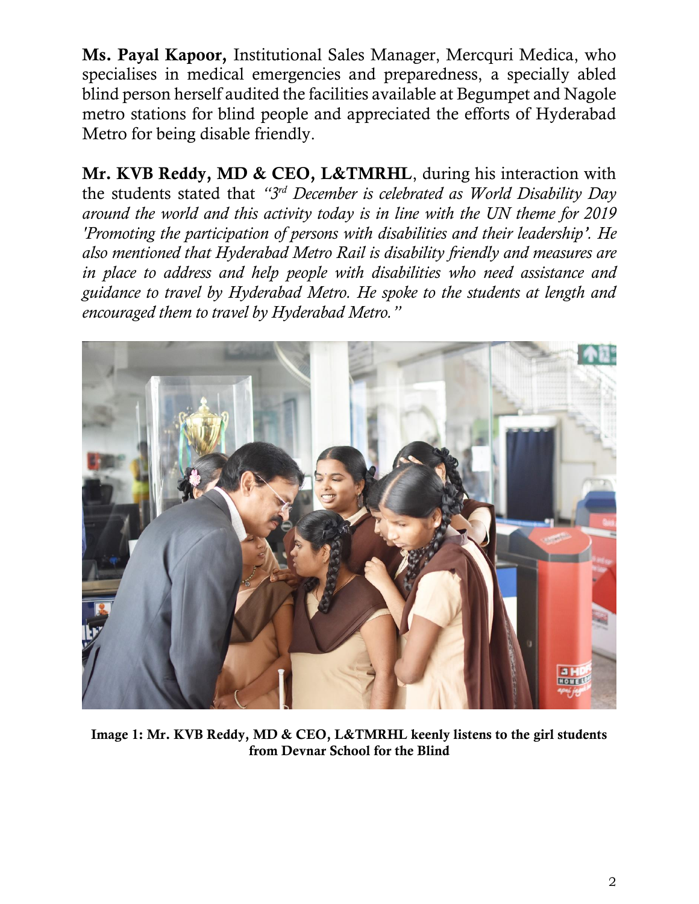**Ms. Payal Kapoor,** Institutional Sales Manager, Mercquri Medica, who specialises in medical emergencies and preparedness, a specially abled blind person herself audited the facilities available at Begumpet and Nagole metro stations for blind people and appreciated the efforts of Hyderabad Metro for being disable friendly.

**Mr. KVB Reddy, MD & CEO, L&TMRHL**, during his interaction with the students stated that *"3rd December is celebrated as World Disability Day around the world and this activity today is in line with the UN theme for 2019 'Promoting the participation of persons with disabilities and their leadership'. He also mentioned that Hyderabad Metro Rail is disability friendly and measures are in place to address and help people with disabilities who need assistance and guidance to travel by Hyderabad Metro. He spoke to the students at length and encouraged them to travel by Hyderabad Metro."*

**Image 1: Mr. KVB Reddy, MD & CEO, L&TMRHL keenly listens to the girl students from Devnar School for the Blind**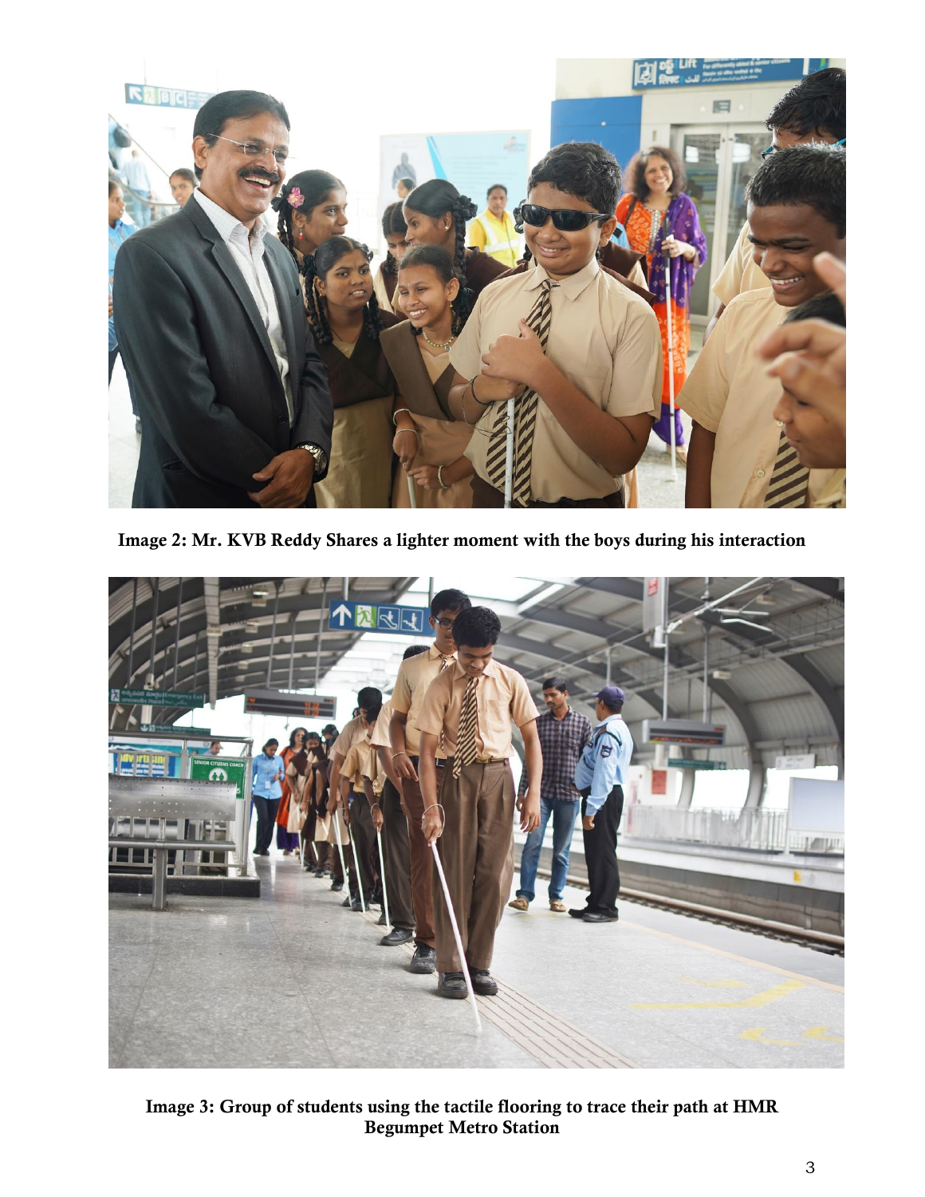**Image 2: Mr. KVB Reddy Shares a lighter moment with the boys during his interaction**

**Image 3: Group of students using the tactile flooring to trace their path at HMR Begumpet Metro Station**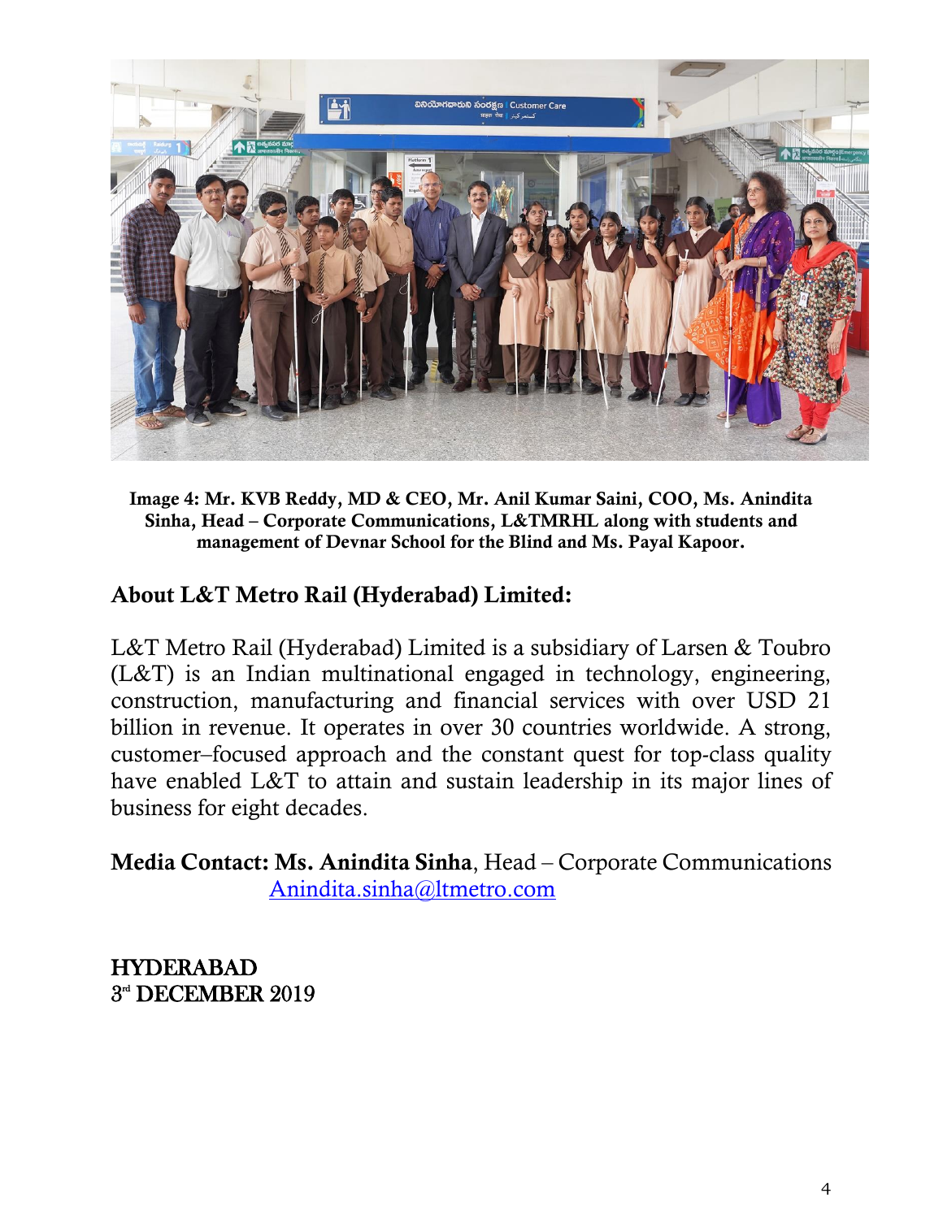**Image 4: Mr. KVB Reddy, MD & CEO, Mr. Anil Kumar Saini, COO, Ms. Anindita Sinha, Head – Corporate Communications, L&TMRHL along with students and management of Devnar School for the Blind and Ms. Payal Kapoor.**

## About L&T Metro Rail (Hyderabad) Limited:

L&T Metro Rail (Hyderabad) Limited is a subsidiary of Larsen & Toubro (L&T) is an Indian multinational engaged in technology, engineering, construction, manufacturing and financial services with over USD 21 billion in revenue. It operates in over 30 countries worldwide. A strong, customer–focused approach and the constant quest for top-class quality have enabled L&T to attain and sustain leadership in its major lines of business for eight decades.

**Media Contact: Ms. Anindita Sinha**, Head – Corporate Communications
Anindita.sinha@ltmetro.com

**HYDERABAD**
**3rd DECEMBER 2019**